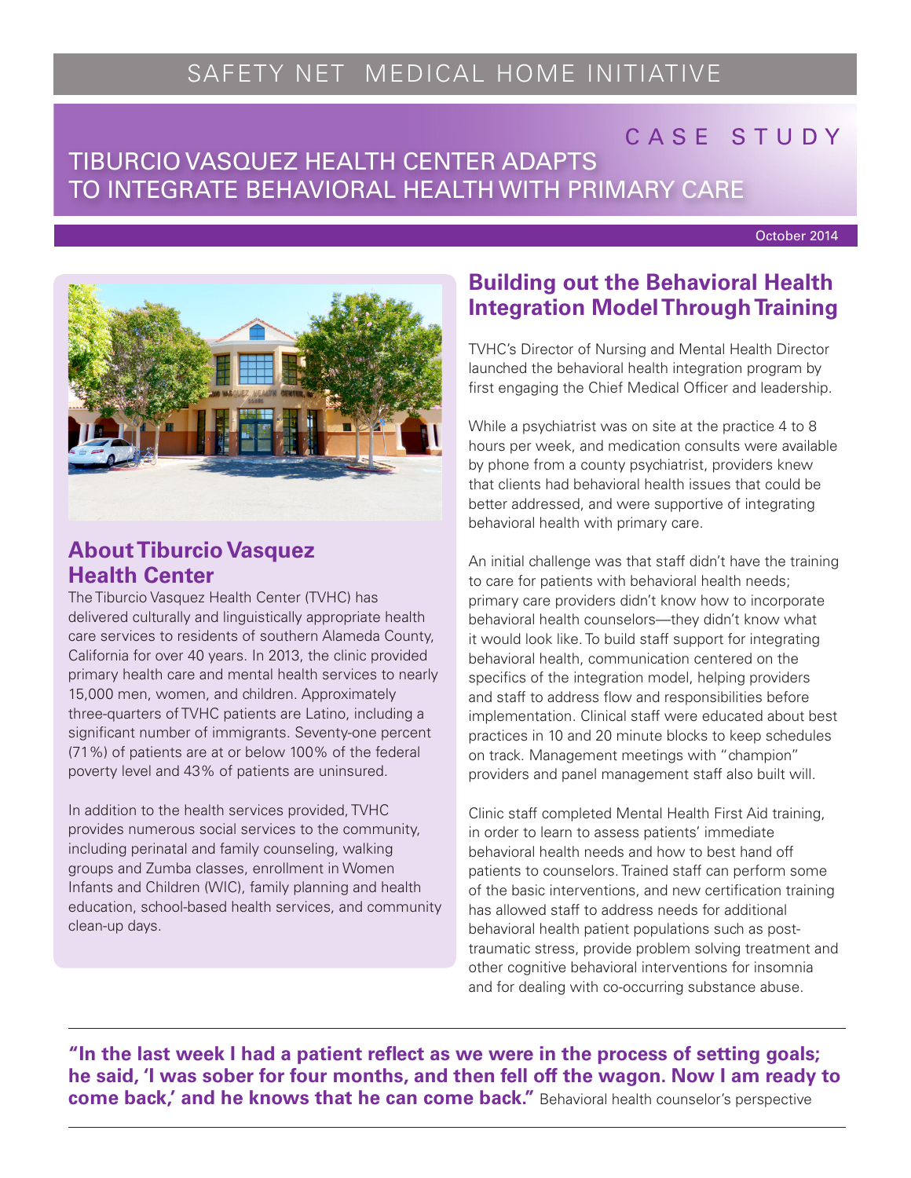SAFETY NET MEDICAL HOME INITIATIVE

CASE STUDY

# TIBURCIO VASQUEZ HEALTH CENTER ADAPTS TO INTEGRATE BEHAVIORAL HEALTH WITH PRIMARY CARE

October 2014

## About Tiburcio Vasquez Health Center

The Tiburcio Vasquez Health Center (TVHC) has delivered culturally and linguistically appropriate health care services to residents of southern Alameda County, California for over 40 years. In 2013, the clinic provided primary health care and mental health services to nearly 15,000 men, women, and children. Approximately three-quarters of TVHC patients are Latino, including a significant number of immigrants. Seventy-one percent (71%) of patients are at or below 100% of the federal poverty level and 43% of patients are uninsured.

In addition to the health services provided, TVHC provides numerous social services to the community, including perinatal and family counseling, walking groups and Zumba classes, enrollment in Women Infants and Children (WIC), family planning and health education, school-based health services, and community clean-up days.

## Building out the Behavioral Health Integration Model Through Training

TVHC's Director of Nursing and Mental Health Director launched the behavioral health integration program by first engaging the Chief Medical Officer and leadership.

While a psychiatrist was on site at the practice 4 to 8 hours per week, and medication consults were available by phone from a county psychiatrist, providers knew that clients had behavioral health issues that could be better addressed, and were supportive of integrating behavioral health with primary care.

An initial challenge was that staff didn't have the training to care for patients with behavioral health needs; primary care providers didn't know how to incorporate behavioral health counselors—they didn't know what it would look like. To build staff support for integrating behavioral health, communication centered on the specifics of the integration model, helping providers and staff to address flow and responsibilities before implementation. Clinical staff were educated about best practices in 10 and 20 minute blocks to keep schedules on track. Management meetings with "champion" providers and panel management staff also built will.

Clinic staff completed Mental Health First Aid training, in order to learn to assess patients' immediate behavioral health needs and how to best hand off patients to counselors. Trained staff can perform some of the basic interventions, and new certification training has allowed staff to address needs for additional behavioral health patient populations such as post-traumatic stress, provide problem solving treatment and other cognitive behavioral interventions for insomnia and for dealing with co-occurring substance abuse.

---

**"In the last week I had a patient reflect as we were in the process of setting goals; he said, 'I was sober for four months, and then fell off the wagon. Now I am ready to come back,' and he knows that he can come back."** Behavioral health counselor's perspective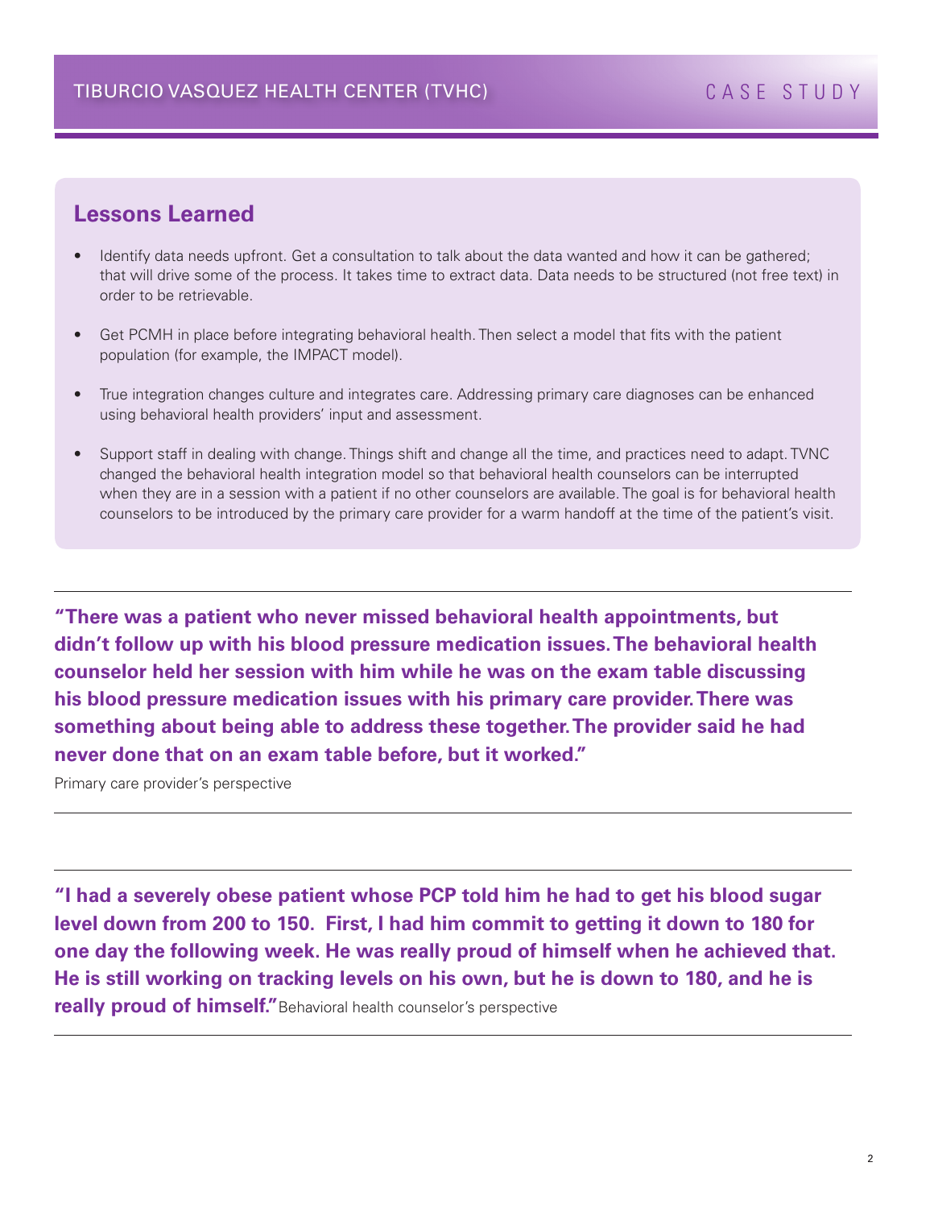## Lessons Learned

- Identify data needs upfront. Get a consultation to talk about the data wanted and how it can be gathered; that will drive some of the process. It takes time to extract data. Data needs to be structured (not free text) in order to be retrievable.
- Get PCMH in place before integrating behavioral health. Then select a model that fits with the patient population (for example, the IMPACT model).
- True integration changes culture and integrates care. Addressing primary care diagnoses can be enhanced using behavioral health providers' input and assessment.
- Support staff in dealing with change. Things shift and change all the time, and practices need to adapt. TVNC changed the behavioral health integration model so that behavioral health counselors can be interrupted when they are in a session with a patient if no other counselors are available. The goal is for behavioral health counselors to be introduced by the primary care provider for a warm handoff at the time of the patient's visit.

---

**"There was a patient who never missed behavioral health appointments, but didn't follow up with his blood pressure medication issues. The behavioral health counselor held her session with him while he was on the exam table discussing his blood pressure medication issues with his primary care provider. There was something about being able to address these together. The provider said he had never done that on an exam table before, but it worked."**

Primary care provider's perspective

---

**"I had a severely obese patient whose PCP told him he had to get his blood sugar level down from 200 to 150. First, I had him commit to getting it down to 180 for one day the following week. He was really proud of himself when he achieved that. He is still working on tracking levels on his own, but he is down to 180, and he is really proud of himself."** Behavioral health counselor's perspective

---